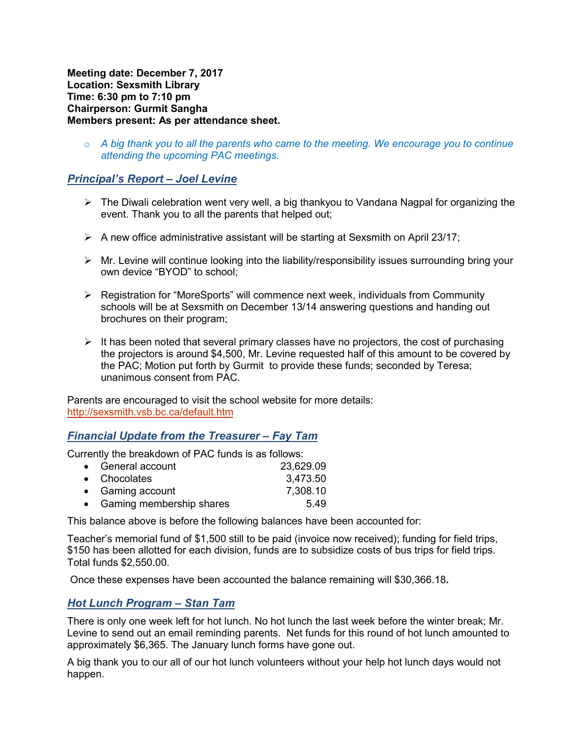**Meeting date: December 7, 2017**
**Location: Sexsmith Library**
**Time: 6:30 pm to 7:10 pm**
**Chairperson: Gurmit Sangha**
**Members present: As per attendance sheet.**

- *A big thank you to all the parents who came to the meeting. We encourage you to continue attending the upcoming PAC meetings.*

## *Principal's Report – Joel Levine*

- The Diwali celebration went very well, a big thankyou to Vandana Nagpal for organizing the event. Thank you to all the parents that helped out;
- A new office administrative assistant will be starting at Sexsmith on April 23/17;
- Mr. Levine will continue looking into the liability/responsibility issues surrounding bring your own device "BYOD" to school;
- Registration for "MoreSports" will commence next week, individuals from Community schools will be at Sexsmith on December 13/14 answering questions and handing out brochures on their program;
- It has been noted that several primary classes have no projectors, the cost of purchasing the projectors is around $4,500, Mr. Levine requested half of this amount to be covered by the PAC; Motion put forth by Gurmit to provide these funds; seconded by Teresa; unanimous consent from PAC.

Parents are encouraged to visit the school website for more details: http://sexsmith.vsb.bc.ca/default.htm

## *Financial Update from the Treasurer – Fay Tam*

Currently the breakdown of PAC funds is as follows:

| | |
|---|---|
| General account | 23,629.09 |
| Chocolates | 3,473.50 |
| Gaming account | 7,308.10 |
| Gaming membership shares | 5.49 |

This balance above is before the following balances have been accounted for:

Teacher's memorial fund of $1,500 still to be paid (invoice now received); funding for field trips, $150 has been allotted for each division, funds are to subsidize costs of bus trips for field trips. Total funds $2,550.00.

Once these expenses have been accounted the balance remaining will $30,366.18**.**

## *Hot Lunch Program – Stan Tam*

There is only one week left for hot lunch. No hot lunch the last week before the winter break; Mr. Levine to send out an email reminding parents. Net funds for this round of hot lunch amounted to approximately $6,365. The January lunch forms have gone out.

A big thank you to our all of our hot lunch volunteers without your help hot lunch days would not happen.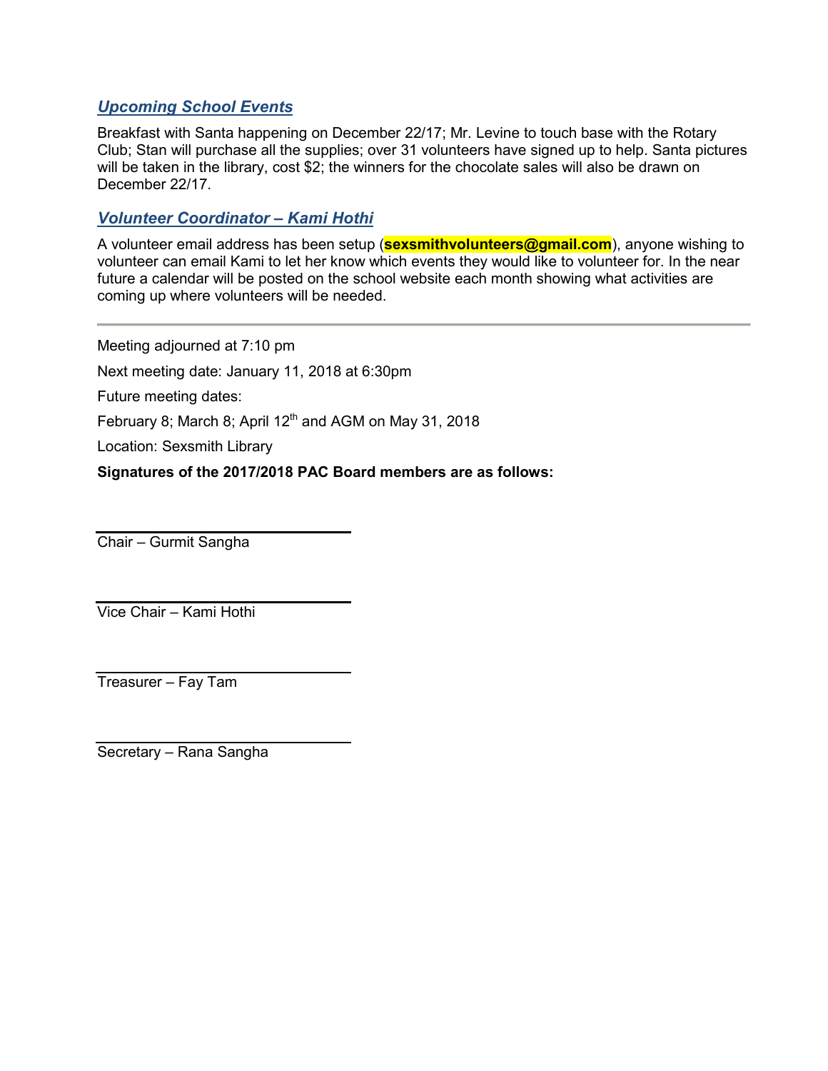## ***Upcoming School Events***

Breakfast with Santa happening on December 22/17; Mr. Levine to touch base with the Rotary Club; Stan will purchase all the supplies; over 31 volunteers have signed up to help. Santa pictures will be taken in the library, cost $2; the winners for the chocolate sales will also be drawn on December 22/17.

## ***Volunteer Coordinator – Kami Hothi***

A volunteer email address has been setup (**sexsmithvolunteers@gmail.com**), anyone wishing to volunteer can email Kami to let her know which events they would like to volunteer for. In the near future a calendar will be posted on the school website each month showing what activities are coming up where volunteers will be needed.

---

Meeting adjourned at 7:10 pm

Next meeting date: January 11, 2018 at 6:30pm

Future meeting dates:

February 8; March 8; April 12th and AGM on May 31, 2018

Location: Sexsmith Library

**Signatures of the 2017/2018 PAC Board members are as follows:**

\_\_\_\_\_\_\_\_\_\_\_\_\_\_\_\_\_\_\_\_\_\_\_\_\_\_\_\_\_\_

Chair – Gurmit Sangha

\_\_\_\_\_\_\_\_\_\_\_\_\_\_\_\_\_\_\_\_\_\_\_\_\_\_\_\_\_\_

Vice Chair – Kami Hothi

\_\_\_\_\_\_\_\_\_\_\_\_\_\_\_\_\_\_\_\_\_\_\_\_\_\_\_\_\_\_

Treasurer – Fay Tam

\_\_\_\_\_\_\_\_\_\_\_\_\_\_\_\_\_\_\_\_\_\_\_\_\_\_\_\_\_\_

Secretary – Rana Sangha